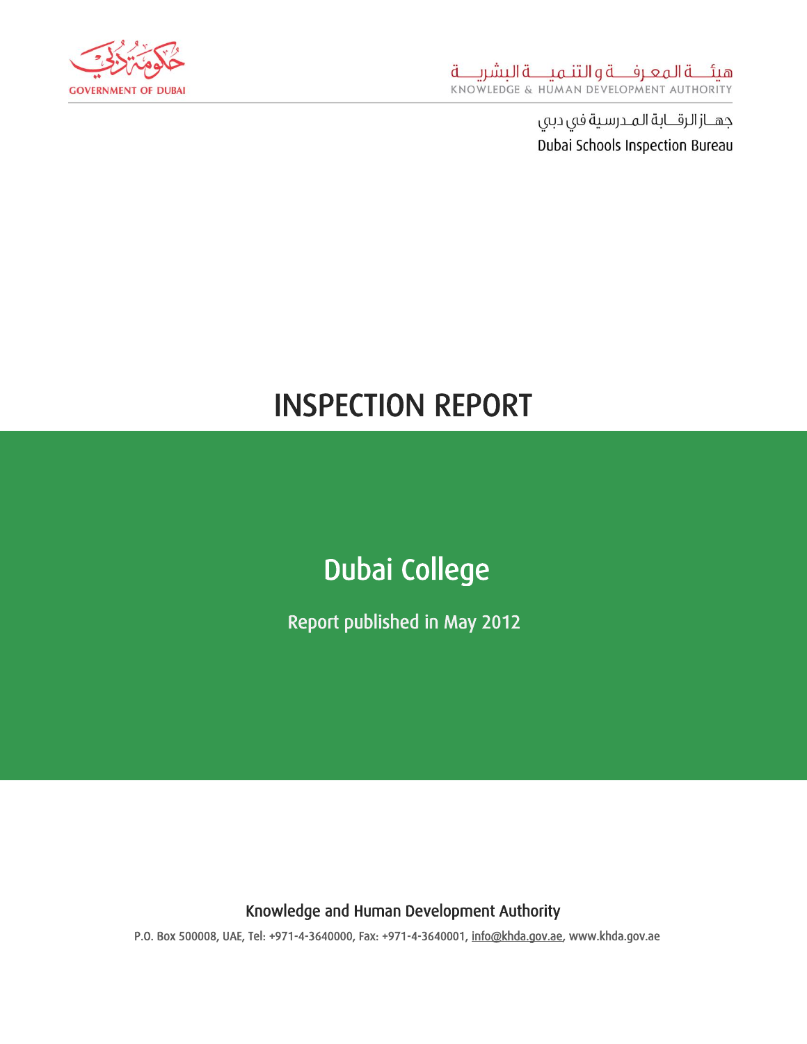حكومة دبي

GOVERNMENT OF DUBAI

هيئة المعرفة و التنمية البشرية

KNOWLEDGE & HUMAN DEVELOPMENT AUTHORITY

جهاز الرقابة المدرسية في دبي

Dubai Schools Inspection Bureau

# INSPECTION REPORT

## Dubai College

Report published in May 2012

Knowledge and Human Development Authority

P.O. Box 500008, UAE, Tel: +971-4-3640000, Fax: +971-4-3640001, info@khda.gov.ae, www.khda.gov.ae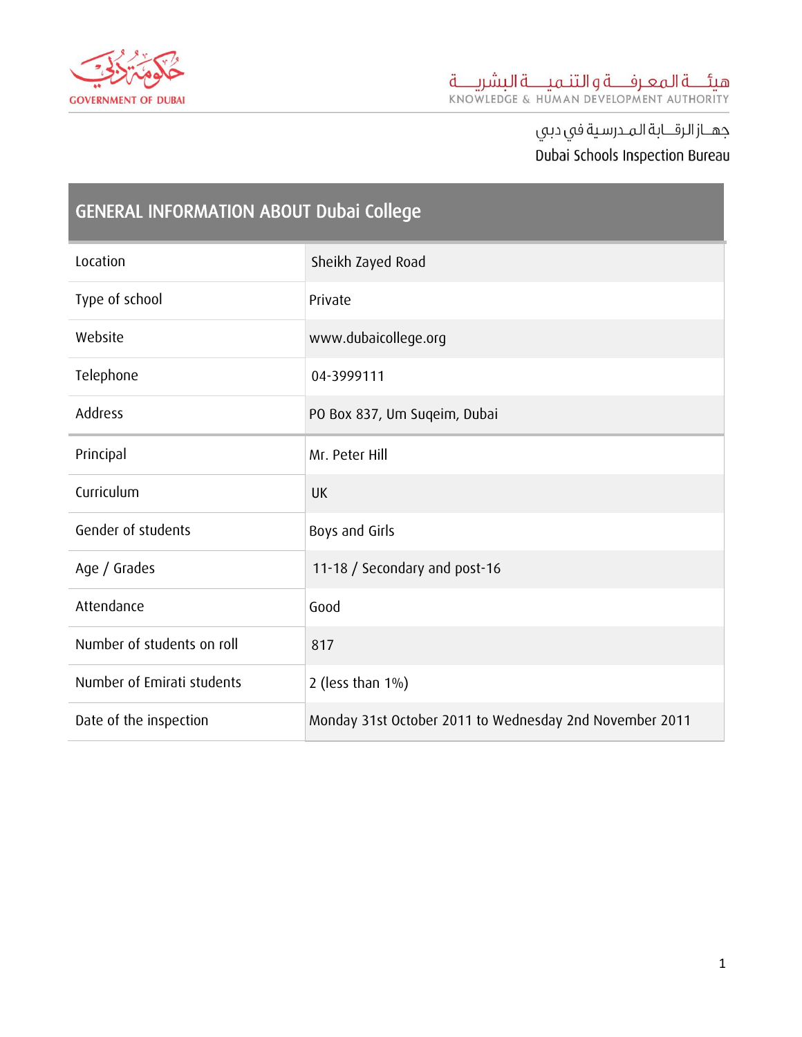حكومة دبي
GOVERNMENT OF DUBAI

هيئة المعرفة و التنمية البشرية
KNOWLEDGE & HUMAN DEVELOPMENT AUTHORITY

جهاز الرقابة المدرسية في دبي
Dubai Schools Inspection Bureau

| GENERAL INFORMATION ABOUT Dubai College | |
|---|---|
| Location | Sheikh Zayed Road |
| Type of school | Private |
| Website | www.dubaicollege.org |
| Telephone | 04-3999111 |
| Address | PO Box 837, Um Suqeim, Dubai |
| Principal | Mr. Peter Hill |
| Curriculum | UK |
| Gender of students | Boys and Girls |
| Age / Grades | 11-18 / Secondary and post-16 |
| Attendance | Good |
| Number of students on roll | 817 |
| Number of Emirati students | 2 (less than 1%) |
| Date of the inspection | Monday 31st October 2011 to Wednesday 2nd November 2011 |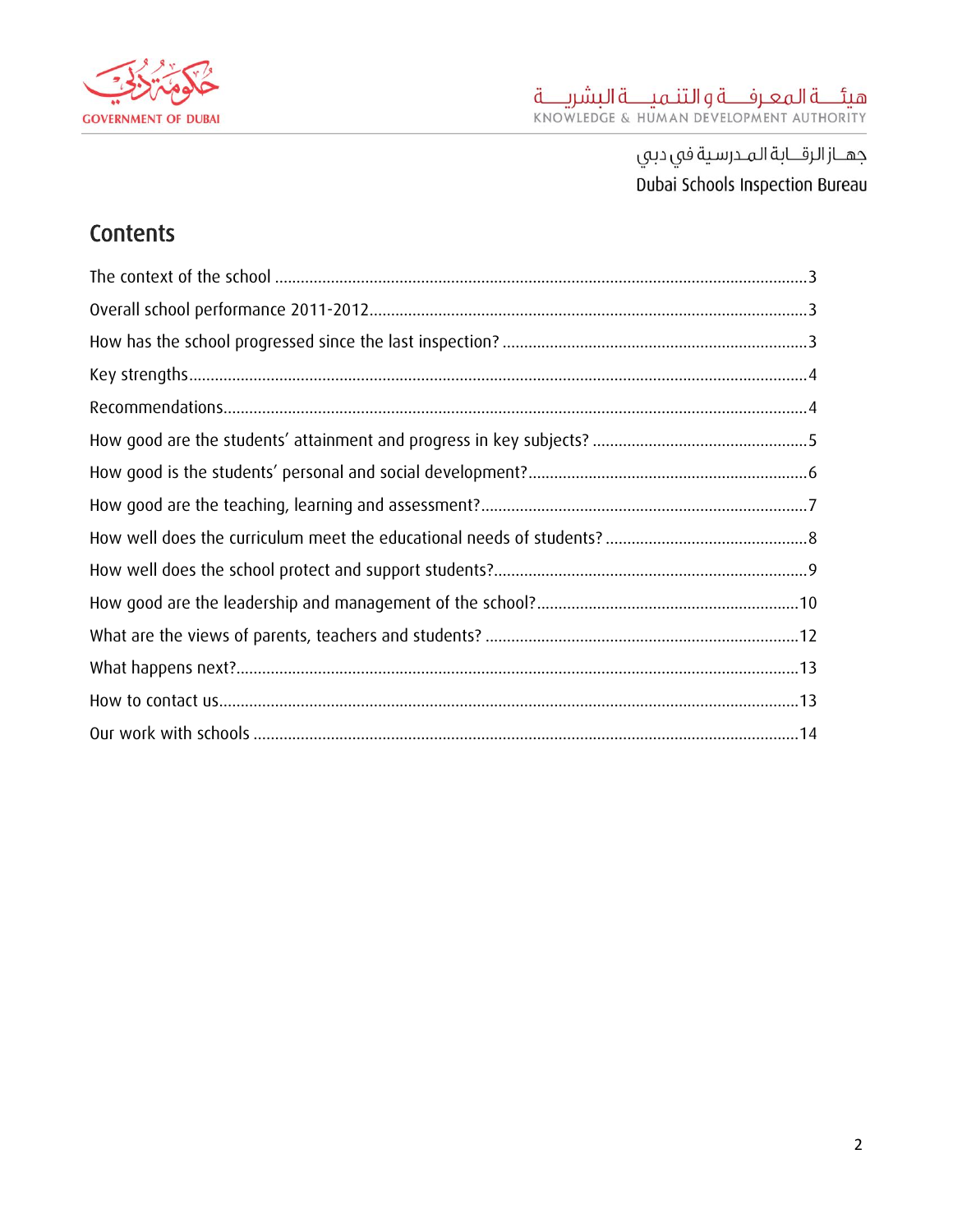## Contents

The context of the school ....................................................................................................3

Overall school performance 2011-2012......................................................................................3

How has the school progressed since the last inspection? ...........................................................3

Key strengths...........................................................................................................................4

Recommendations.....................................................................................................................4

How good are the students' attainment and progress in key subjects? ..........................................5

How good is the students' personal and social development?.......................................................6

How good are the teaching, learning and assessment?.................................................................7

How well does the curriculum meet the educational needs of students? .........................................8

How well does the school protect and support students?................................................................9

How good are the leadership and management of the school?......................................................10

What are the views of parents, teachers and students? ................................................................12

What happens next?................................................................................................................13

How to contact us....................................................................................................................13

Our work with schools .............................................................................................................14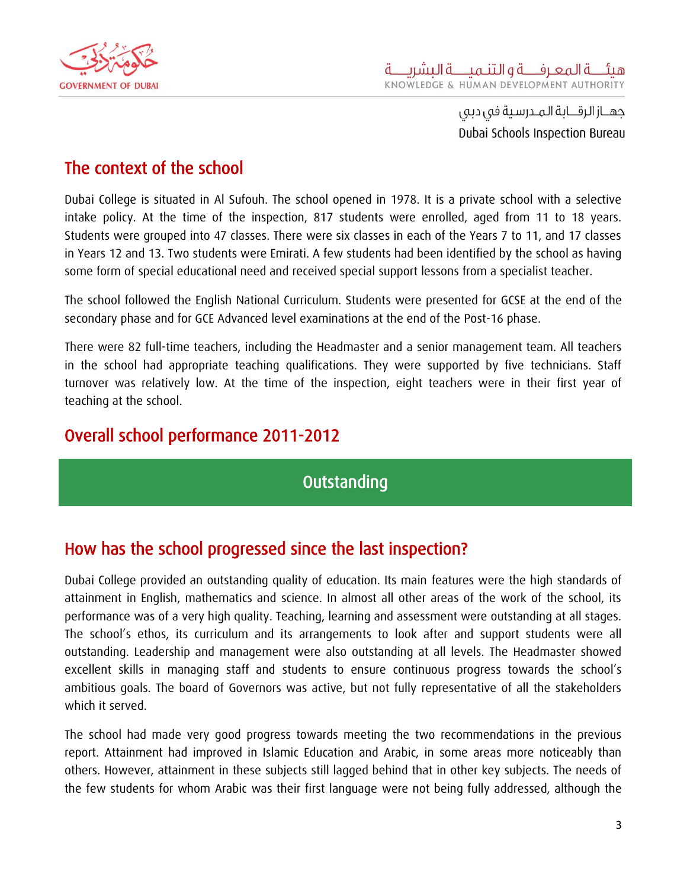## The context of the school

Dubai College is situated in Al Sufouh. The school opened in 1978. It is a private school with a selective intake policy. At the time of the inspection, 817 students were enrolled, aged from 11 to 18 years. Students were grouped into 47 classes. There were six classes in each of the Years 7 to 11, and 17 classes in Years 12 and 13. Two students were Emirati. A few students had been identified by the school as having some form of special educational need and received special support lessons from a specialist teacher.

The school followed the English National Curriculum. Students were presented for GCSE at the end of the secondary phase and for GCE Advanced level examinations at the end of the Post-16 phase.

There were 82 full-time teachers, including the Headmaster and a senior management team. All teachers in the school had appropriate teaching qualifications. They were supported by five technicians. Staff turnover was relatively low. At the time of the inspection, eight teachers were in their first year of teaching at the school.

## Overall school performance 2011-2012

**Outstanding**

## How has the school progressed since the last inspection?

Dubai College provided an outstanding quality of education. Its main features were the high standards of attainment in English, mathematics and science. In almost all other areas of the work of the school, its performance was of a very high quality. Teaching, learning and assessment were outstanding at all stages. The school's ethos, its curriculum and its arrangements to look after and support students were all outstanding. Leadership and management were also outstanding at all levels. The Headmaster showed excellent skills in managing staff and students to ensure continuous progress towards the school's ambitious goals. The board of Governors was active, but not fully representative of all the stakeholders which it served.

The school had made very good progress towards meeting the two recommendations in the previous report. Attainment had improved in Islamic Education and Arabic, in some areas more noticeably than others. However, attainment in these subjects still lagged behind that in other key subjects. The needs of the few students for whom Arabic was their first language were not being fully addressed, although the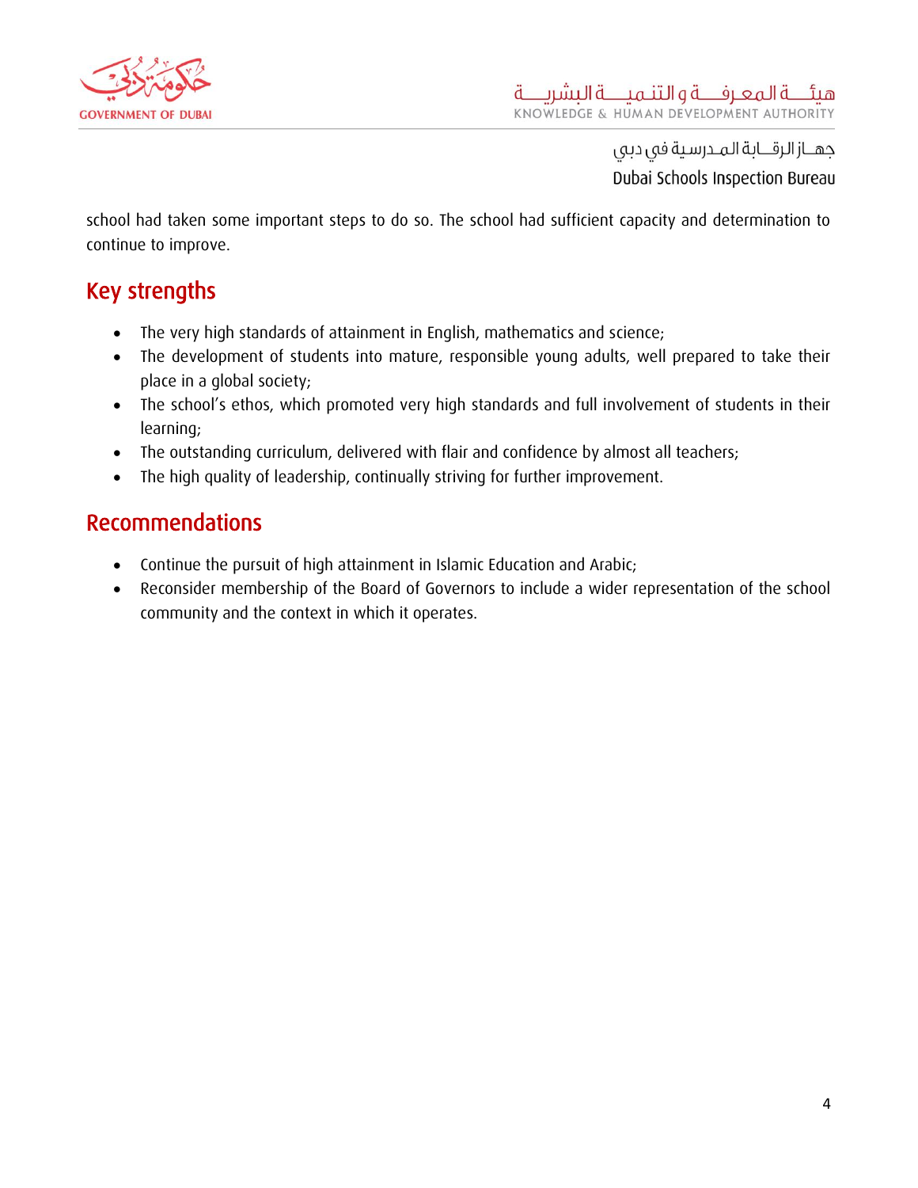school had taken some important steps to do so. The school had sufficient capacity and determination to continue to improve.

## Key strengths

- The very high standards of attainment in English, mathematics and science;
- The development of students into mature, responsible young adults, well prepared to take their place in a global society;
- The school's ethos, which promoted very high standards and full involvement of students in their learning;
- The outstanding curriculum, delivered with flair and confidence by almost all teachers;
- The high quality of leadership, continually striving for further improvement.

## Recommendations

- Continue the pursuit of high attainment in Islamic Education and Arabic;
- Reconsider membership of the Board of Governors to include a wider representation of the school community and the context in which it operates.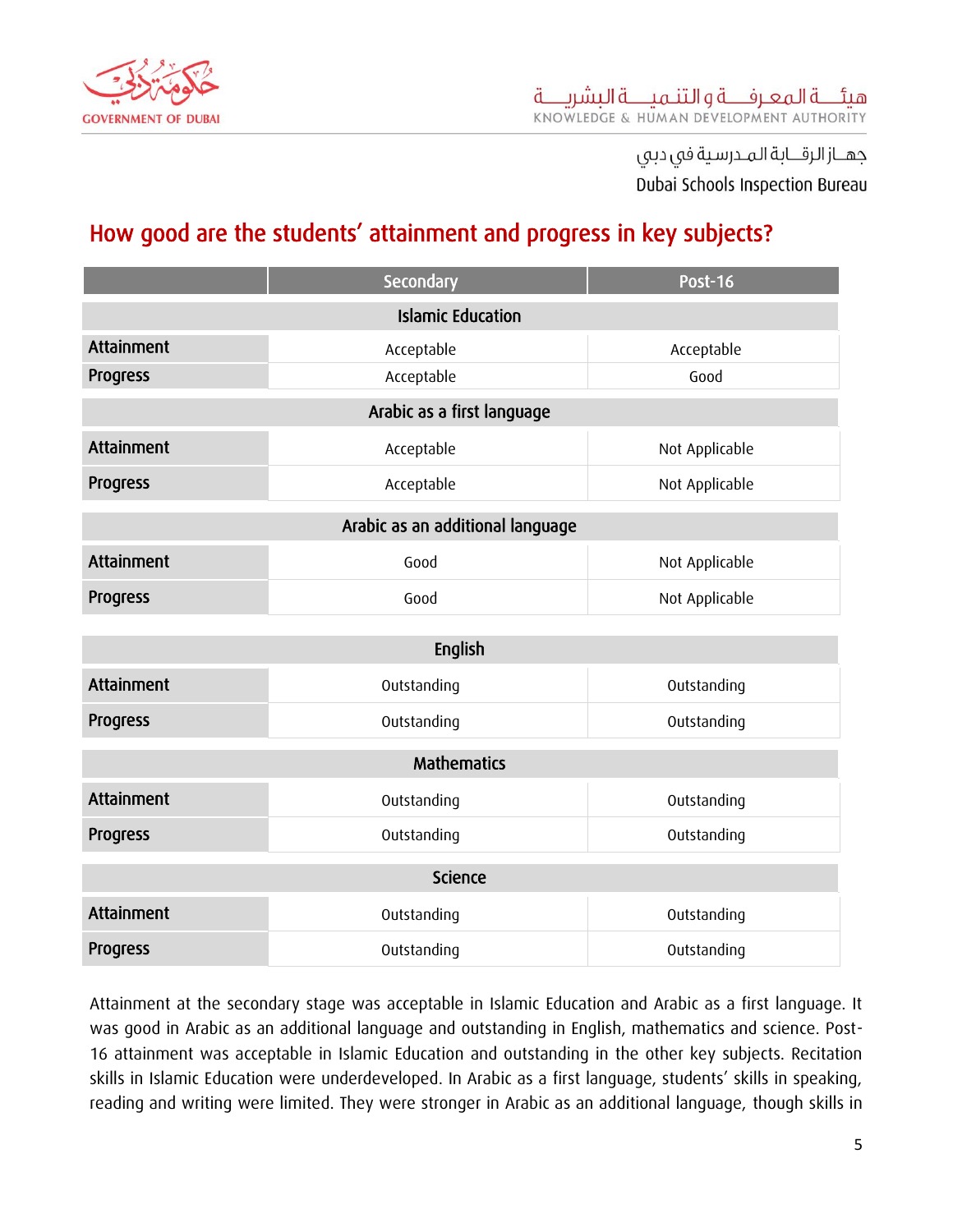## How good are the students' attainment and progress in key subjects?

| | Secondary | Post-16 |
|---|---|---|
| **Islamic Education** | | |
| Attainment | Acceptable | Acceptable |
| Progress | Acceptable | Good |
| **Arabic as a first language** | | |
| Attainment | Acceptable | Not Applicable |
| Progress | Acceptable | Not Applicable |
| **Arabic as an additional language** | | |
| Attainment | Good | Not Applicable |
| Progress | Good | Not Applicable |
| **English** | | |
| Attainment | Outstanding | Outstanding |
| Progress | Outstanding | Outstanding |
| **Mathematics** | | |
| Attainment | Outstanding | Outstanding |
| Progress | Outstanding | Outstanding |
| **Science** | | |
| Attainment | Outstanding | Outstanding |
| Progress | Outstanding | Outstanding |

Attainment at the secondary stage was acceptable in Islamic Education and Arabic as a first language. It was good in Arabic as an additional language and outstanding in English, mathematics and science. Post-16 attainment was acceptable in Islamic Education and outstanding in the other key subjects. Recitation skills in Islamic Education were underdeveloped. In Arabic as a first language, students' skills in speaking, reading and writing were limited. They were stronger in Arabic as an additional language, though skills in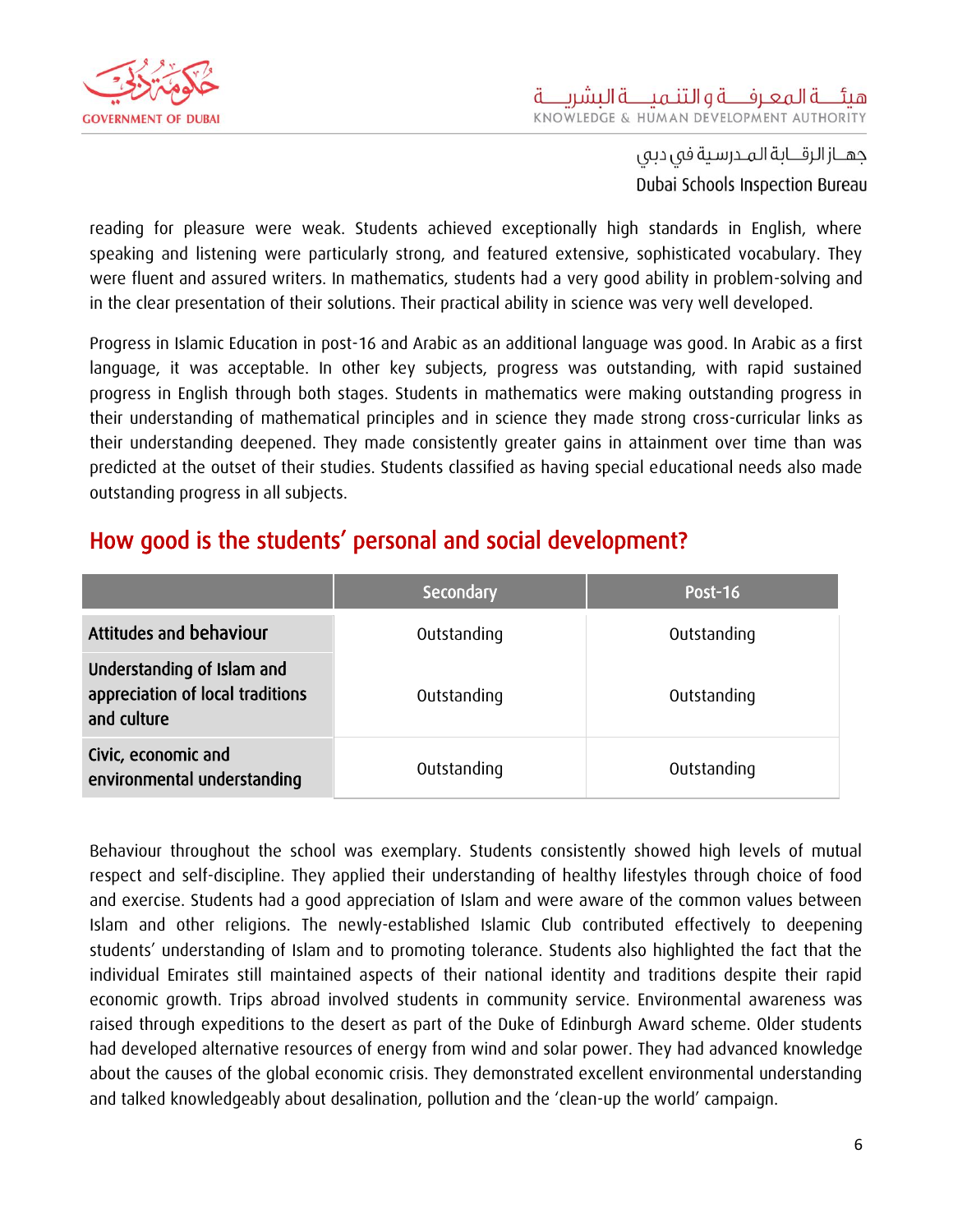reading for pleasure were weak. Students achieved exceptionally high standards in English, where speaking and listening were particularly strong, and featured extensive, sophisticated vocabulary. They were fluent and assured writers. In mathematics, students had a very good ability in problem-solving and in the clear presentation of their solutions. Their practical ability in science was very well developed.

Progress in Islamic Education in post-16 and Arabic as an additional language was good. In Arabic as a first language, it was acceptable. In other key subjects, progress was outstanding, with rapid sustained progress in English through both stages. Students in mathematics were making outstanding progress in their understanding of mathematical principles and in science they made strong cross-curricular links as their understanding deepened. They made consistently greater gains in attainment over time than was predicted at the outset of their studies. Students classified as having special educational needs also made outstanding progress in all subjects.

## How good is the students' personal and social development?

| | Secondary | Post-16 |
|---|---|---|
| Attitudes and behaviour | Outstanding | Outstanding |
| Understanding of Islam and appreciation of local traditions and culture | Outstanding | Outstanding |
| Civic, economic and environmental understanding | Outstanding | Outstanding |

Behaviour throughout the school was exemplary. Students consistently showed high levels of mutual respect and self-discipline. They applied their understanding of healthy lifestyles through choice of food and exercise. Students had a good appreciation of Islam and were aware of the common values between Islam and other religions. The newly-established Islamic Club contributed effectively to deepening students' understanding of Islam and to promoting tolerance. Students also highlighted the fact that the individual Emirates still maintained aspects of their national identity and traditions despite their rapid economic growth. Trips abroad involved students in community service. Environmental awareness was raised through expeditions to the desert as part of the Duke of Edinburgh Award scheme. Older students had developed alternative resources of energy from wind and solar power. They had advanced knowledge about the causes of the global economic crisis. They demonstrated excellent environmental understanding and talked knowledgeably about desalination, pollution and the 'clean-up the world' campaign.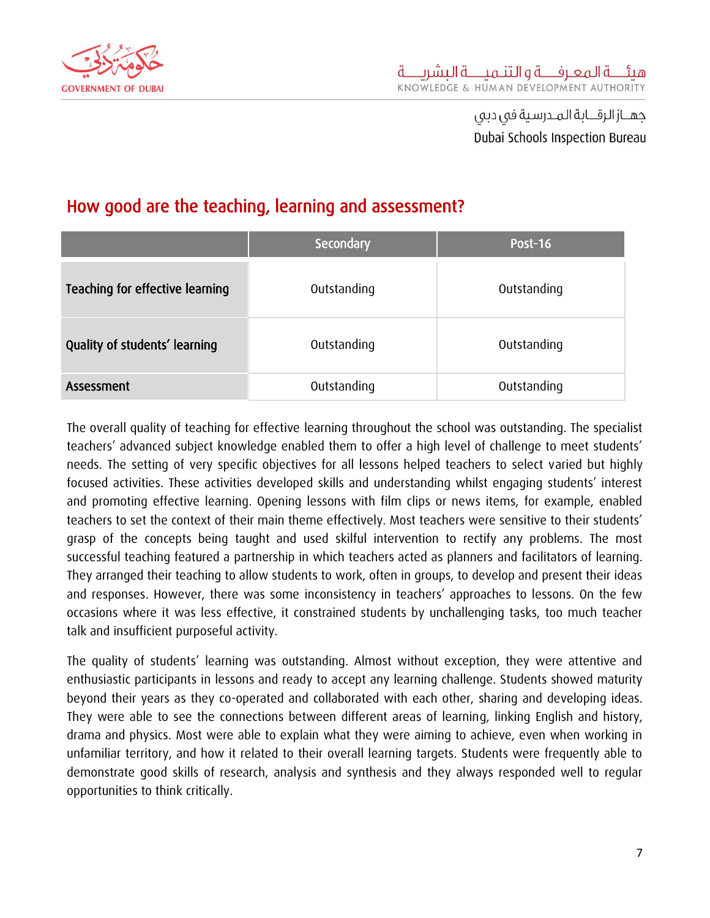## How good are the teaching, learning and assessment?

| | Secondary | Post-16 |
|---|---|---|
| Teaching for effective learning | Outstanding | Outstanding |
| Quality of students' learning | Outstanding | Outstanding |
| Assessment | Outstanding | Outstanding |

The overall quality of teaching for effective learning throughout the school was outstanding. The specialist teachers' advanced subject knowledge enabled them to offer a high level of challenge to meet students' needs. The setting of very specific objectives for all lessons helped teachers to select varied but highly focused activities. These activities developed skills and understanding whilst engaging students' interest and promoting effective learning. Opening lessons with film clips or news items, for example, enabled teachers to set the context of their main theme effectively. Most teachers were sensitive to their students' grasp of the concepts being taught and used skilful intervention to rectify any problems. The most successful teaching featured a partnership in which teachers acted as planners and facilitators of learning. They arranged their teaching to allow students to work, often in groups, to develop and present their ideas and responses. However, there was some inconsistency in teachers' approaches to lessons. On the few occasions where it was less effective, it constrained students by unchallenging tasks, too much teacher talk and insufficient purposeful activity.

The quality of students' learning was outstanding. Almost without exception, they were attentive and enthusiastic participants in lessons and ready to accept any learning challenge. Students showed maturity beyond their years as they co-operated and collaborated with each other, sharing and developing ideas. They were able to see the connections between different areas of learning, linking English and history, drama and physics. Most were able to explain what they were aiming to achieve, even when working in unfamiliar territory, and how it related to their overall learning targets. Students were frequently able to demonstrate good skills of research, analysis and synthesis and they always responded well to regular opportunities to think critically.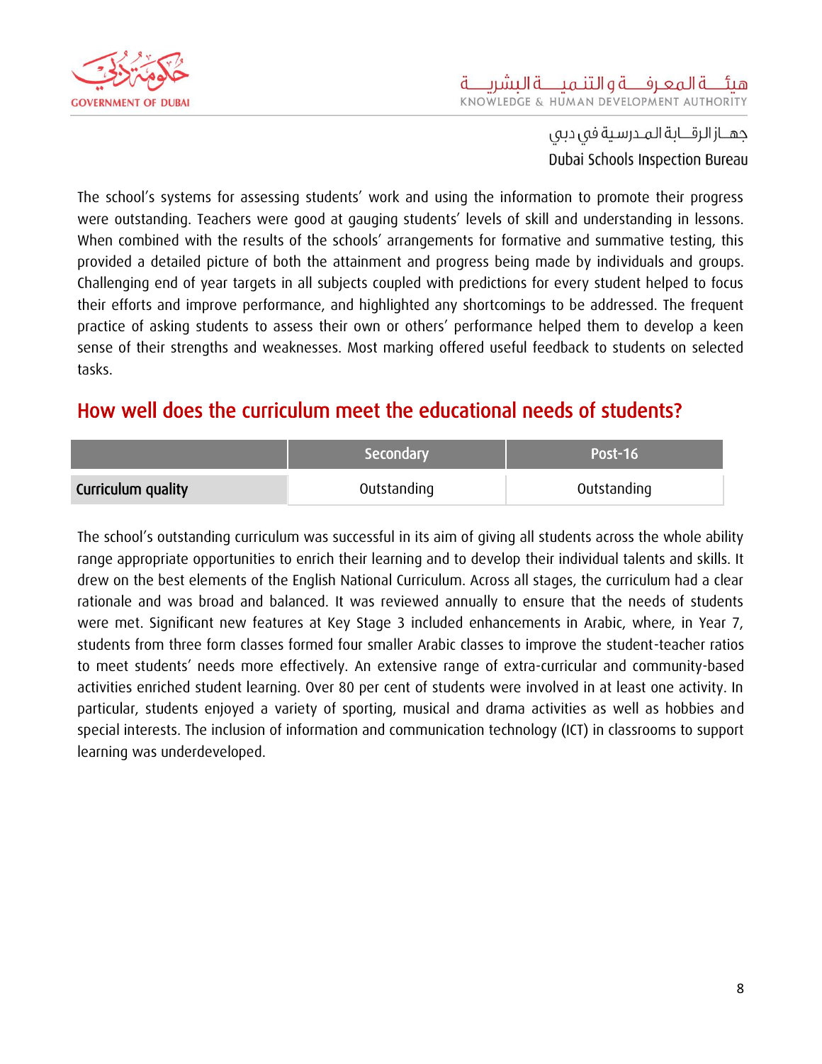The school's systems for assessing students' work and using the information to promote their progress were outstanding. Teachers were good at gauging students' levels of skill and understanding in lessons. When combined with the results of the schools' arrangements for formative and summative testing, this provided a detailed picture of both the attainment and progress being made by individuals and groups. Challenging end of year targets in all subjects coupled with predictions for every student helped to focus their efforts and improve performance, and highlighted any shortcomings to be addressed. The frequent practice of asking students to assess their own or others' performance helped them to develop a keen sense of their strengths and weaknesses. Most marking offered useful feedback to students on selected tasks.

## How well does the curriculum meet the educational needs of students?

| | Secondary | Post-16 |
|---|---|---|
| **Curriculum quality** | Outstanding | Outstanding |

The school's outstanding curriculum was successful in its aim of giving all students across the whole ability range appropriate opportunities to enrich their learning and to develop their individual talents and skills. It drew on the best elements of the English National Curriculum. Across all stages, the curriculum had a clear rationale and was broad and balanced. It was reviewed annually to ensure that the needs of students were met. Significant new features at Key Stage 3 included enhancements in Arabic, where, in Year 7, students from three form classes formed four smaller Arabic classes to improve the student-teacher ratios to meet students' needs more effectively. An extensive range of extra-curricular and community-based activities enriched student learning. Over 80 per cent of students were involved in at least one activity. In particular, students enjoyed a variety of sporting, musical and drama activities as well as hobbies and special interests. The inclusion of information and communication technology (ICT) in classrooms to support learning was underdeveloped.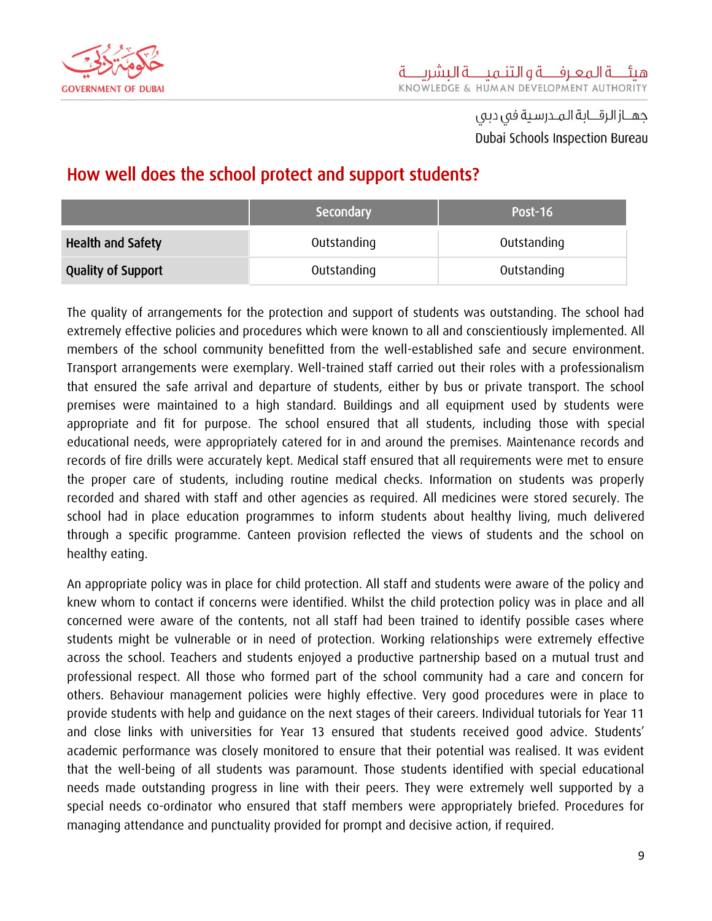## How well does the school protect and support students?

| | Secondary | Post-16 |
|---|---|---|
| **Health and Safety** | Outstanding | Outstanding |
| **Quality of Support** | Outstanding | Outstanding |

The quality of arrangements for the protection and support of students was outstanding. The school had extremely effective policies and procedures which were known to all and conscientiously implemented. All members of the school community benefitted from the well-established safe and secure environment. Transport arrangements were exemplary. Well-trained staff carried out their roles with a professionalism that ensured the safe arrival and departure of students, either by bus or private transport. The school premises were maintained to a high standard. Buildings and all equipment used by students were appropriate and fit for purpose. The school ensured that all students, including those with special educational needs, were appropriately catered for in and around the premises. Maintenance records and records of fire drills were accurately kept. Medical staff ensured that all requirements were met to ensure the proper care of students, including routine medical checks. Information on students was properly recorded and shared with staff and other agencies as required. All medicines were stored securely. The school had in place education programmes to inform students about healthy living, much delivered through a specific programme. Canteen provision reflected the views of students and the school on healthy eating.

An appropriate policy was in place for child protection. All staff and students were aware of the policy and knew whom to contact if concerns were identified. Whilst the child protection policy was in place and all concerned were aware of the contents, not all staff had been trained to identify possible cases where students might be vulnerable or in need of protection. Working relationships were extremely effective across the school. Teachers and students enjoyed a productive partnership based on a mutual trust and professional respect. All those who formed part of the school community had a care and concern for others. Behaviour management policies were highly effective. Very good procedures were in place to provide students with help and guidance on the next stages of their careers. Individual tutorials for Year 11 and close links with universities for Year 13 ensured that students received good advice. Students' academic performance was closely monitored to ensure that their potential was realised. It was evident that the well-being of all students was paramount. Those students identified with special educational needs made outstanding progress in line with their peers. They were extremely well supported by a special needs co-ordinator who ensured that staff members were appropriately briefed. Procedures for managing attendance and punctuality provided for prompt and decisive action, if required.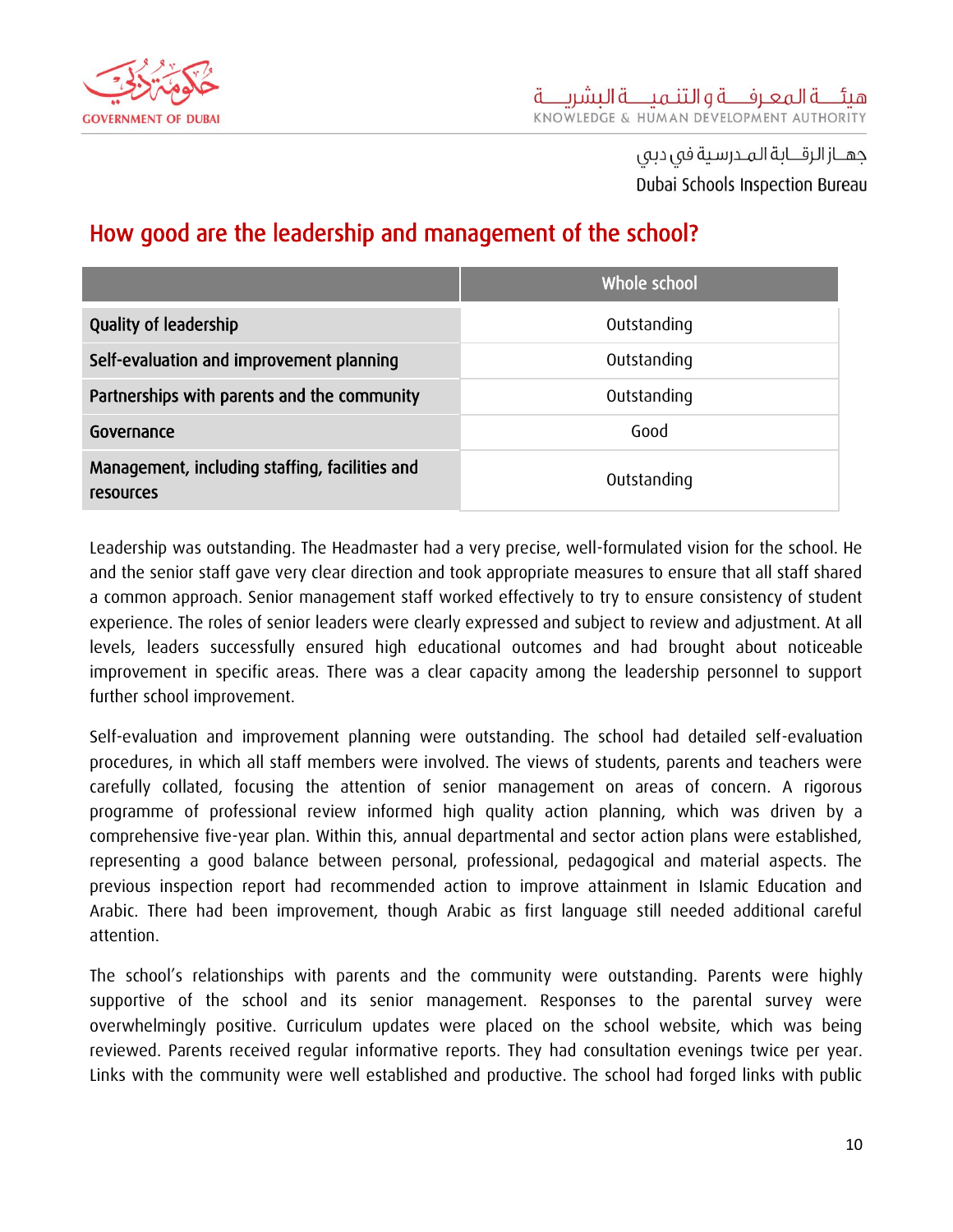## How good are the leadership and management of the school?

| | Whole school |
|---|---|
| Quality of leadership | Outstanding |
| Self-evaluation and improvement planning | Outstanding |
| Partnerships with parents and the community | Outstanding |
| Governance | Good |
| Management, including staffing, facilities and resources | Outstanding |

Leadership was outstanding. The Headmaster had a very precise, well-formulated vision for the school. He and the senior staff gave very clear direction and took appropriate measures to ensure that all staff shared a common approach. Senior management staff worked effectively to try to ensure consistency of student experience. The roles of senior leaders were clearly expressed and subject to review and adjustment. At all levels, leaders successfully ensured high educational outcomes and had brought about noticeable improvement in specific areas. There was a clear capacity among the leadership personnel to support further school improvement.

Self-evaluation and improvement planning were outstanding. The school had detailed self-evaluation procedures, in which all staff members were involved. The views of students, parents and teachers were carefully collated, focusing the attention of senior management on areas of concern. A rigorous programme of professional review informed high quality action planning, which was driven by a comprehensive five-year plan. Within this, annual departmental and sector action plans were established, representing a good balance between personal, professional, pedagogical and material aspects. The previous inspection report had recommended action to improve attainment in Islamic Education and Arabic. There had been improvement, though Arabic as first language still needed additional careful attention.

The school's relationships with parents and the community were outstanding. Parents were highly supportive of the school and its senior management. Responses to the parental survey were overwhelmingly positive. Curriculum updates were placed on the school website, which was being reviewed. Parents received regular informative reports. They had consultation evenings twice per year. Links with the community were well established and productive. The school had forged links with public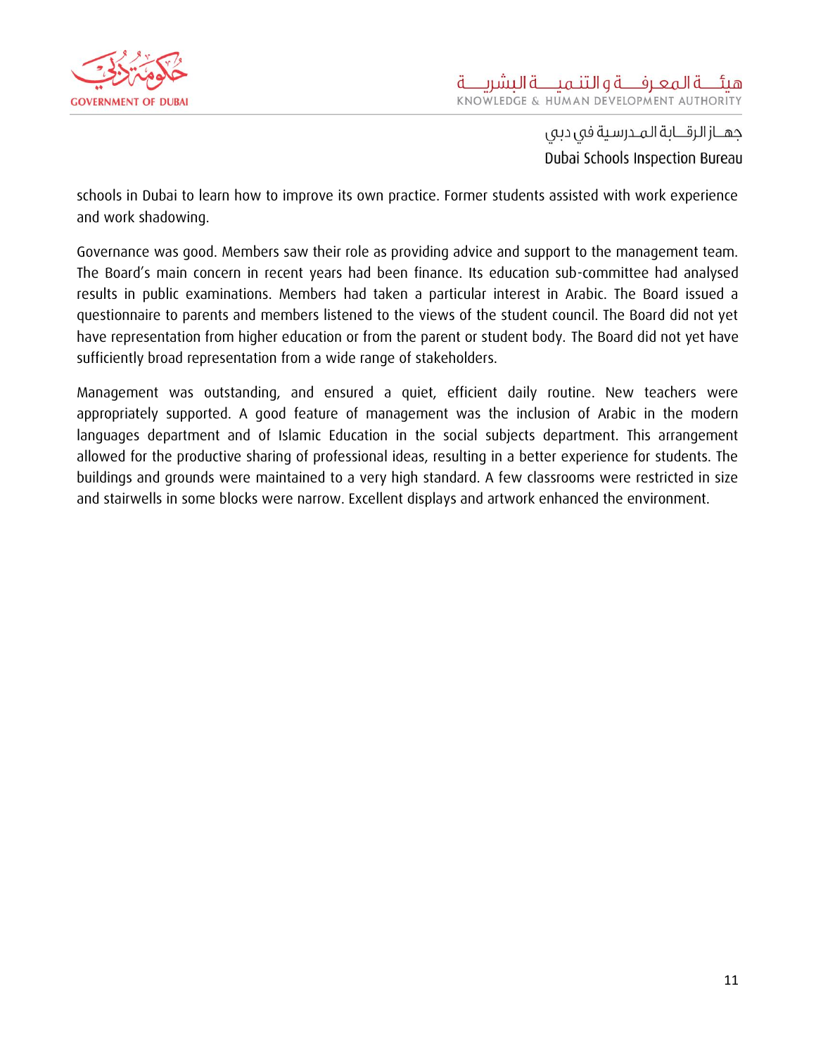schools in Dubai to learn how to improve its own practice. Former students assisted with work experience and work shadowing.

Governance was good. Members saw their role as providing advice and support to the management team. The Board's main concern in recent years had been finance. Its education sub-committee had analysed results in public examinations. Members had taken a particular interest in Arabic. The Board issued a questionnaire to parents and members listened to the views of the student council. The Board did not yet have representation from higher education or from the parent or student body. The Board did not yet have sufficiently broad representation from a wide range of stakeholders.

Management was outstanding, and ensured a quiet, efficient daily routine. New teachers were appropriately supported. A good feature of management was the inclusion of Arabic in the modern languages department and of Islamic Education in the social subjects department. This arrangement allowed for the productive sharing of professional ideas, resulting in a better experience for students. The buildings and grounds were maintained to a very high standard. A few classrooms were restricted in size and stairwells in some blocks were narrow. Excellent displays and artwork enhanced the environment.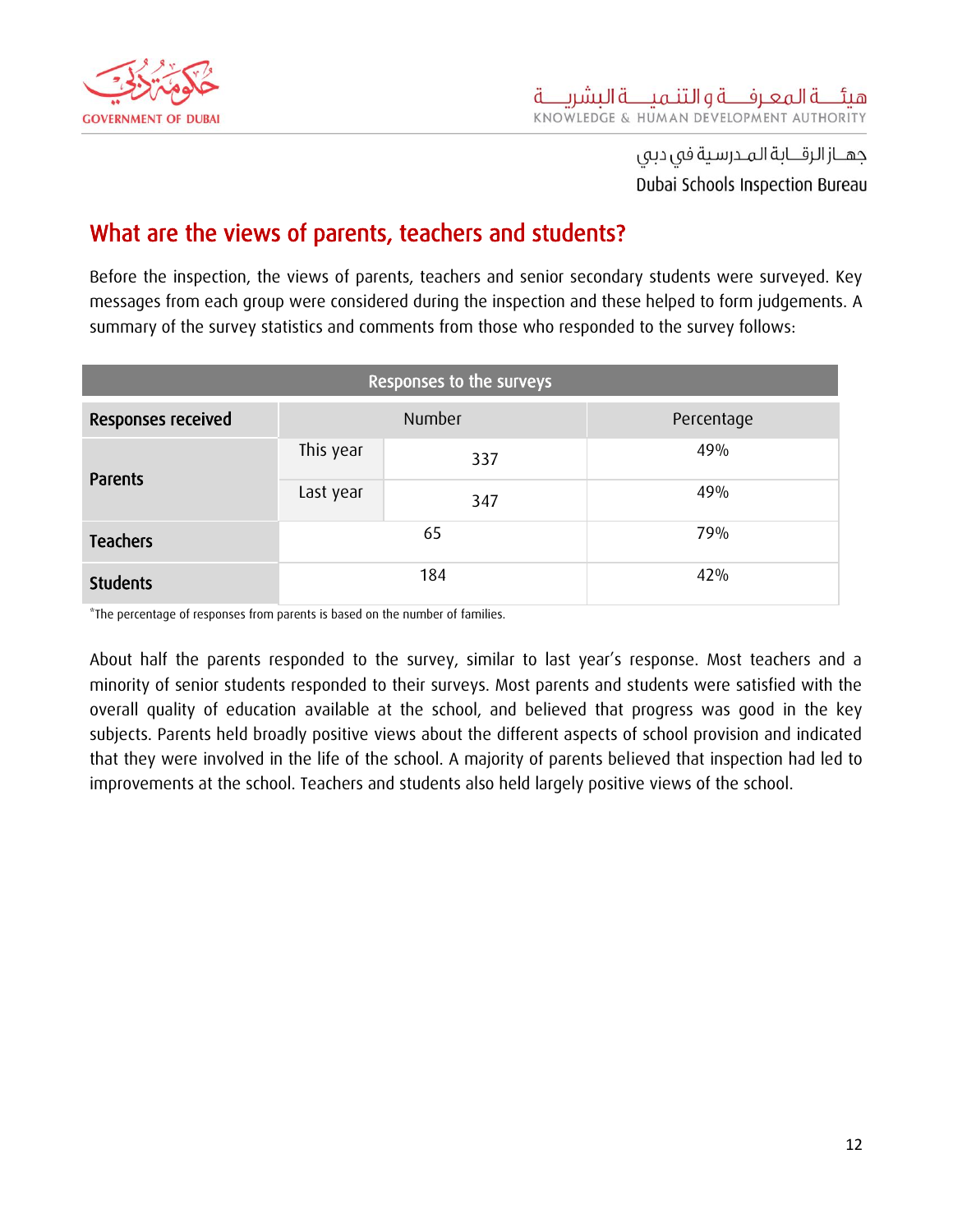## What are the views of parents, teachers and students?

Before the inspection, the views of parents, teachers and senior secondary students were surveyed. Key messages from each group were considered during the inspection and these helped to form judgements. A summary of the survey statistics and comments from those who responded to the survey follows:

| Responses to the surveys | | | |
|---|---|---|---|
| **Responses received** | Number | | Percentage |
| **Parents** | This year | 337 | 49% |
| | Last year | 347 | 49% |
| **Teachers** | 65 | | 79% |
| **Students** | 184 | | 42% |

*The percentage of responses from parents is based on the number of families.

About half the parents responded to the survey, similar to last year's response. Most teachers and a minority of senior students responded to their surveys. Most parents and students were satisfied with the overall quality of education available at the school, and believed that progress was good in the key subjects. Parents held broadly positive views about the different aspects of school provision and indicated that they were involved in the life of the school. A majority of parents believed that inspection had led to improvements at the school. Teachers and students also held largely positive views of the school.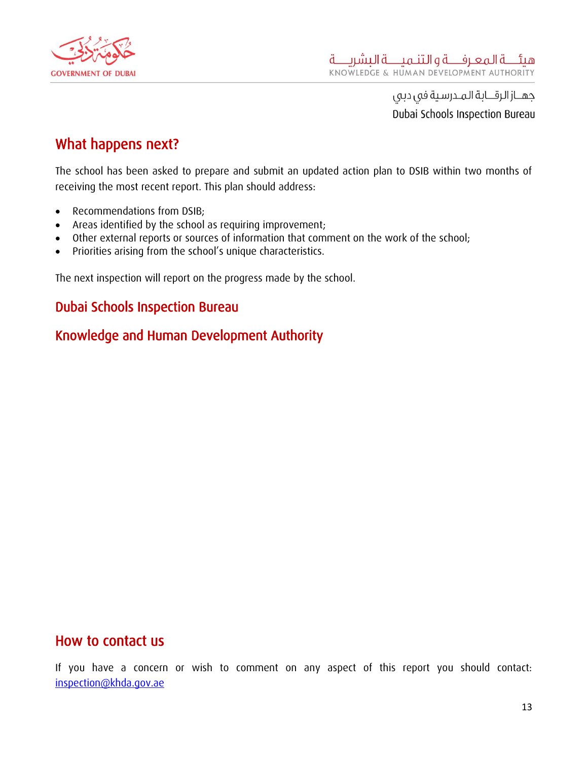## What happens next?

The school has been asked to prepare and submit an updated action plan to DSIB within two months of receiving the most recent report. This plan should address:

- Recommendations from DSIB;
- Areas identified by the school as requiring improvement;
- Other external reports or sources of information that comment on the work of the school;
- Priorities arising from the school's unique characteristics.

The next inspection will report on the progress made by the school.

### Dubai Schools Inspection Bureau

### Knowledge and Human Development Authority

## How to contact us

If you have a concern or wish to comment on any aspect of this report you should contact: inspection@khda.gov.ae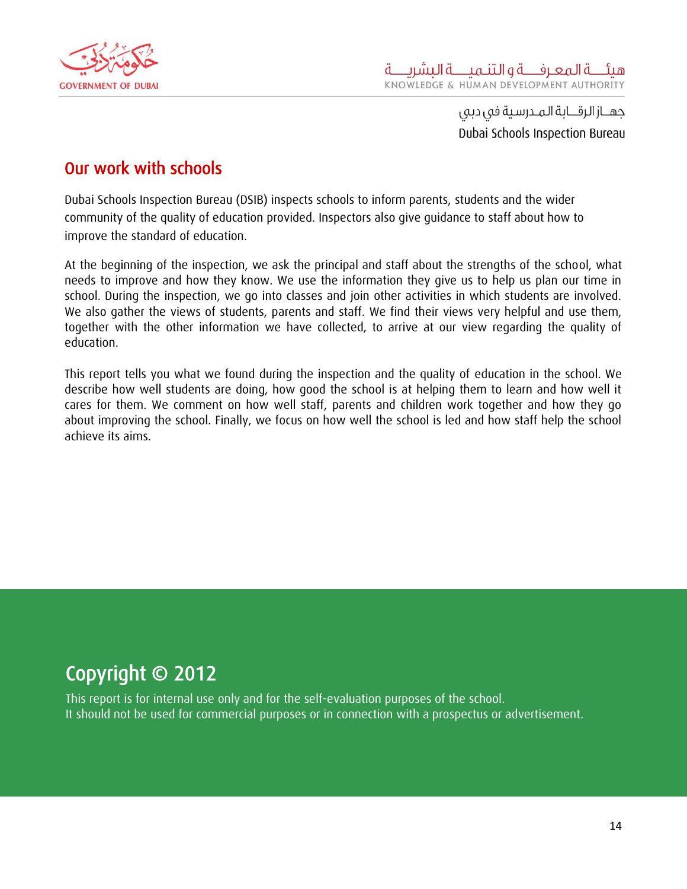جهـاز الرقــابة الـمـدرسية في دبي
Dubai Schools Inspection Bureau

## Our work with schools

Dubai Schools Inspection Bureau (DSIB) inspects schools to inform parents, students and the wider community of the quality of education provided. Inspectors also give guidance to staff about how to improve the standard of education.

At the beginning of the inspection, we ask the principal and staff about the strengths of the school, what needs to improve and how they know. We use the information they give us to help us plan our time in school. During the inspection, we go into classes and join other activities in which students are involved. We also gather the views of students, parents and staff. We find their views very helpful and use them, together with the other information we have collected, to arrive at our view regarding the quality of education.

This report tells you what we found during the inspection and the quality of education in the school. We describe how well students are doing, how good the school is at helping them to learn and how well it cares for them. We comment on how well staff, parents and children work together and how they go about improving the school. Finally, we focus on how well the school is led and how staff help the school achieve its aims.

## Copyright © 2012

This report is for internal use only and for the self-evaluation purposes of the school.
It should not be used for commercial purposes or in connection with a prospectus or advertisement.